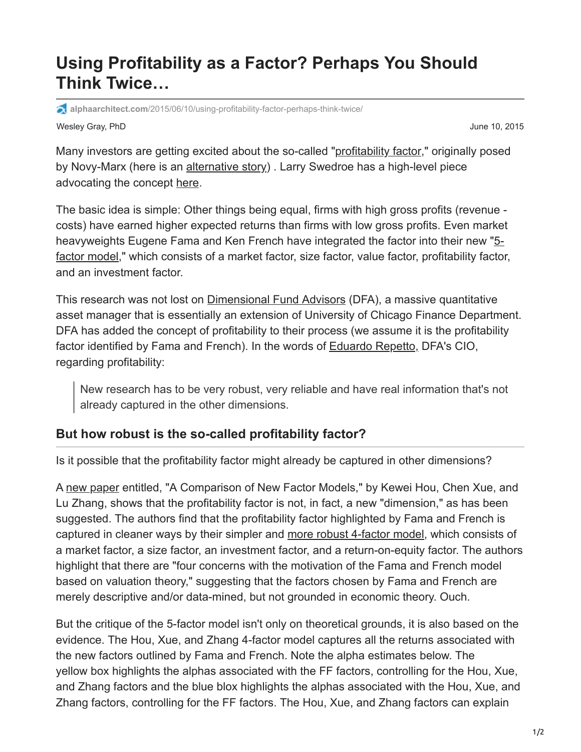# Using Profitability as a Factor? Perhaps You Should Think Twice…

alphaarchitect.com/2015/06/10/using-profitability-factor-perhaps-think-twice/

Wesley Gray, PhD

June 10, 2015

Many investors are getting excited about the so-called "profitability factor," originally posed by Novy-Marx (here is an alternative story) . Larry Swedroe has a high-level piece advocating the concept here.

The basic idea is simple: Other things being equal, firms with high gross profits (revenue - costs) have earned higher expected returns than firms with low gross profits. Even market heavyweights Eugene Fama and Ken French have integrated the factor into their new "5-factor model," which consists of a market factor, size factor, value factor, profitability factor, and an investment factor.

This research was not lost on Dimensional Fund Advisors (DFA), a massive quantitative asset manager that is essentially an extension of University of Chicago Finance Department. DFA has added the concept of profitability to their process (we assume it is the profitability factor identified by Fama and French). In the words of Eduardo Repetto, DFA's CIO, regarding profitability:

> New research has to be very robust, very reliable and have real information that's not already captured in the other dimensions.

## But how robust is the so-called profitability factor?

Is it possible that the profitability factor might already be captured in other dimensions?

A new paper entitled, "A Comparison of New Factor Models," by Kewei Hou, Chen Xue, and Lu Zhang, shows that the profitability factor is not, in fact, a new "dimension," as has been suggested. The authors find that the profitability factor highlighted by Fama and French is captured in cleaner ways by their simpler and more robust 4-factor model, which consists of a market factor, a size factor, an investment factor, and a return-on-equity factor. The authors highlight that there are "four concerns with the motivation of the Fama and French model based on valuation theory," suggesting that the factors chosen by Fama and French are merely descriptive and/or data-mined, but not grounded in economic theory. Ouch.

But the critique of the 5-factor model isn't only on theoretical grounds, it is also based on the evidence. The Hou, Xue, and Zhang 4-factor model captures all the returns associated with the new factors outlined by Fama and French. Note the alpha estimates below. The yellow box highlights the alphas associated with the FF factors, controlling for the Hou, Xue, and Zhang factors and the blue blox highlights the alphas associated with the Hou, Xue, and Zhang factors, controlling for the FF factors. The Hou, Xue, and Zhang factors can explain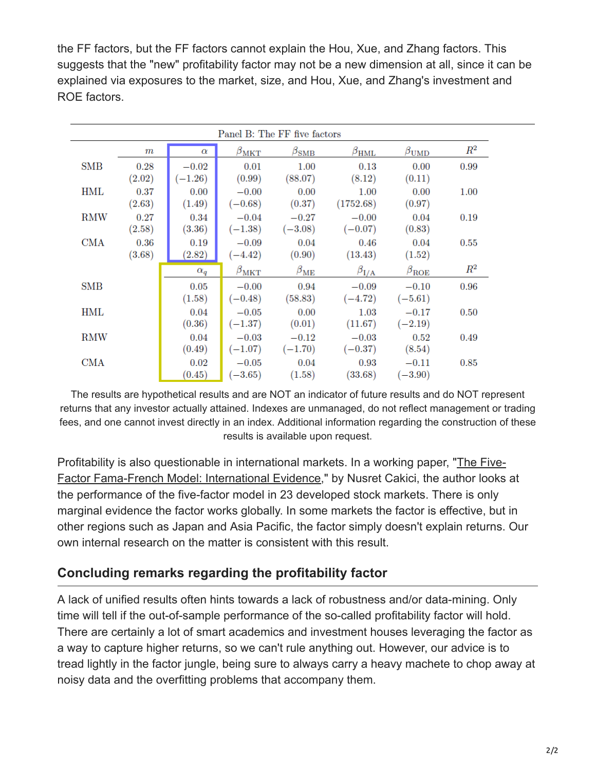the FF factors, but the FF factors cannot explain the Hou, Xue, and Zhang factors. This suggests that the "new" profitability factor may not be a new dimension at all, since it can be explained via exposures to the market, size, and Hou, Xue, and Zhang's investment and ROE factors.

Panel B: The FF five factors

| | $m$ | $\alpha$ | $\beta_{\text{MKT}}$ | $\beta_{\text{SMB}}$ | $\beta_{\text{HML}}$ | $\beta_{\text{UMD}}$ | $R^2$ |
|---|---|---|---|---|---|---|---|
| SMB | 0.28 | −0.02 | 0.01 | 1.00 | 0.13 | 0.00 | 0.99 |
| | (2.02) | (−1.26) | (0.99) | (88.07) | (8.12) | (0.11) | |
| HML | 0.37 | 0.00 | −0.00 | 0.00 | 1.00 | 0.00 | 1.00 |
| | (2.63) | (1.49) | (−0.68) | (0.37) | (1752.68) | (0.97) | |
| RMW | 0.27 | 0.34 | −0.04 | −0.27 | −0.00 | 0.04 | 0.19 |
| | (2.58) | (3.36) | (−1.38) | (−3.08) | (−0.07) | (0.83) | |
| CMA | 0.36 | 0.19 | −0.09 | 0.04 | 0.46 | 0.04 | 0.55 |
| | (3.68) | (2.82) | (−4.42) | (0.90) | (13.43) | (1.52) | |
| | | $\alpha_q$ | $\beta_{\text{MKT}}$ | $\beta_{\text{ME}}$ | $\beta_{\text{I/A}}$ | $\beta_{\text{ROE}}$ | $R^2$ |
| SMB | | 0.05 | −0.00 | 0.94 | −0.09 | −0.10 | 0.96 |
| | | (1.58) | (−0.48) | (58.83) | (−4.72) | (−5.61) | |
| HML | | 0.04 | −0.05 | 0.00 | 1.03 | −0.17 | 0.50 |
| | | (0.36) | (−1.37) | (0.01) | (11.67) | (−2.19) | |
| RMW | | 0.04 | −0.03 | −0.12 | −0.03 | 0.52 | 0.49 |
| | | (0.49) | (−1.07) | (−1.70) | (−0.37) | (8.54) | |
| CMA | | 0.02 | −0.05 | 0.04 | 0.93 | −0.11 | 0.85 |
| | | (0.45) | (−3.65) | (1.58) | (33.68) | (−3.90) | |

The results are hypothetical results and are NOT an indicator of future results and do NOT represent returns that any investor actually attained. Indexes are unmanaged, do not reflect management or trading fees, and one cannot invest directly in an index. Additional information regarding the construction of these results is available upon request.

Profitability is also questionable in international markets. In a working paper, "The Five-Factor Fama-French Model: International Evidence," by Nusret Cakici, the author looks at the performance of the five-factor model in 23 developed stock markets. There is only marginal evidence the factor works globally. In some markets the factor is effective, but in other regions such as Japan and Asia Pacific, the factor simply doesn't explain returns. Our own internal research on the matter is consistent with this result.

## Concluding remarks regarding the profitability factor

A lack of unified results often hints towards a lack of robustness and/or data-mining. Only time will tell if the out-of-sample performance of the so-called profitability factor will hold. There are certainly a lot of smart academics and investment houses leveraging the factor as a way to capture higher returns, so we can't rule anything out. However, our advice is to tread lightly in the factor jungle, being sure to always carry a heavy machete to chop away at noisy data and the overfitting problems that accompany them.